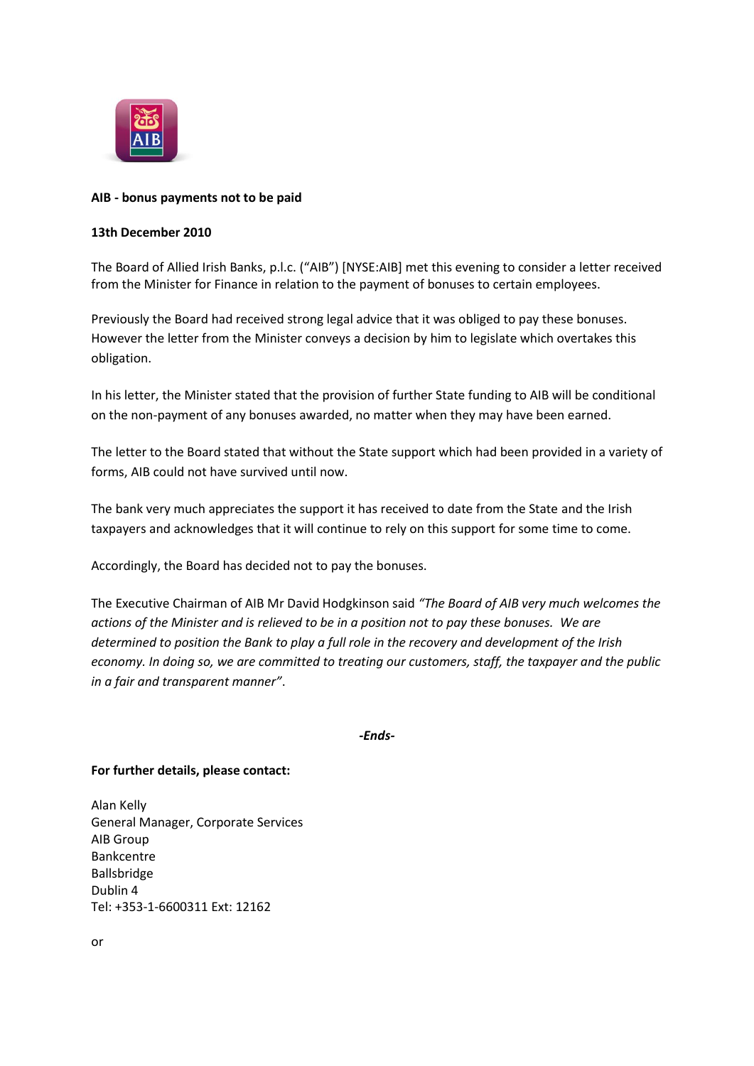**AIB - bonus payments not to be paid**

**13th December 2010**

The Board of Allied Irish Banks, p.l.c. ("AIB") [NYSE:AIB] met this evening to consider a letter received from the Minister for Finance in relation to the payment of bonuses to certain employees.

Previously the Board had received strong legal advice that it was obliged to pay these bonuses. However the letter from the Minister conveys a decision by him to legislate which overtakes this obligation.

In his letter, the Minister stated that the provision of further State funding to AIB will be conditional on the non-payment of any bonuses awarded, no matter when they may have been earned.

The letter to the Board stated that without the State support which had been provided in a variety of forms, AIB could not have survived until now.

The bank very much appreciates the support it has received to date from the State and the Irish taxpayers and acknowledges that it will continue to rely on this support for some time to come.

Accordingly, the Board has decided not to pay the bonuses.

The Executive Chairman of AIB Mr David Hodgkinson said *"The Board of AIB very much welcomes the actions of the Minister and is relieved to be in a position not to pay these bonuses. We are determined to position the Bank to play a full role in the recovery and development of the Irish economy. In doing so, we are committed to treating our customers, staff, the taxpayer and the public in a fair and transparent manner"*.

***-Ends-***

**For further details, please contact:**

Alan Kelly
General Manager, Corporate Services
AIB Group
Bankcentre
Ballsbridge
Dublin 4
Tel: +353-1-6600311 Ext: 12162

or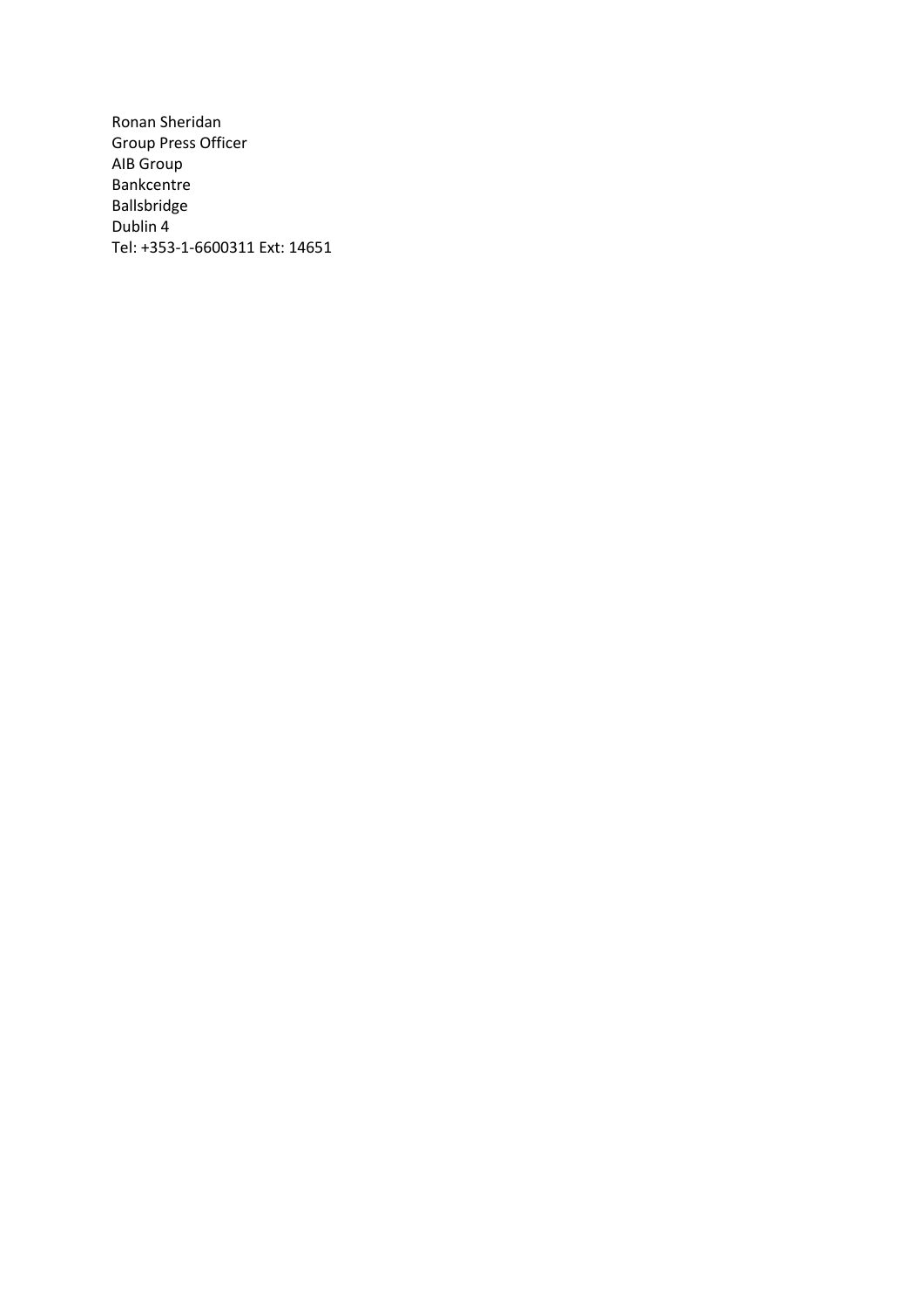Ronan Sheridan
Group Press Officer
AIB Group
Bankcentre
Ballsbridge
Dublin 4
Tel: +353-1-6600311 Ext: 14651